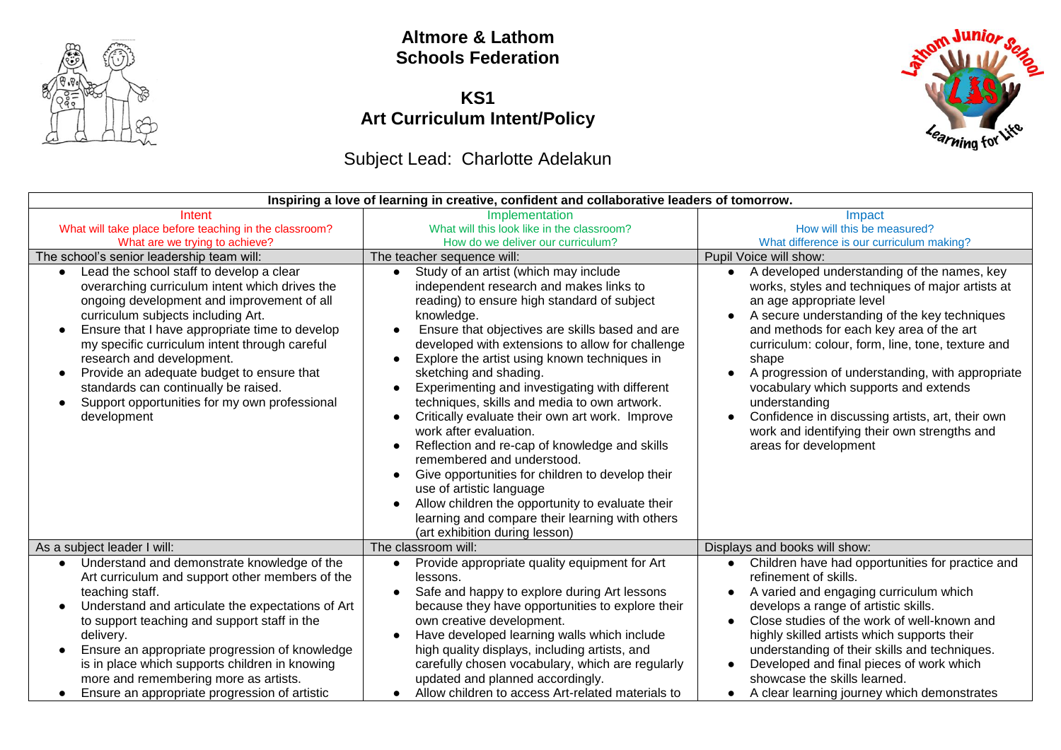# Altmore & Lathom Schools Federation

## KS1
## Art Curriculum Intent/Policy

Subject Lead: Charlotte Adelakun

| Inspiring a love of learning in creative, confident and collaborative leaders of tomorrow. | | |
|---|---|---|
| **Intent**<br>What will take place before teaching in the classroom?<br>What are we trying to achieve? | **Implementation**<br>What will this look like in the classroom?<br>How do we deliver our curriculum? | **Impact**<br>How will this be measured?<br>What difference is our curriculum making? |
| The school's senior leadership team will: | The teacher sequence will: | Pupil Voice will show: |
| • Lead the school staff to develop a clear overarching curriculum intent which drives the ongoing development and improvement of all curriculum subjects including Art.<br>• Ensure that I have appropriate time to develop my specific curriculum intent through careful research and development.<br>• Provide an adequate budget to ensure that standards can continually be raised.<br>• Support opportunities for my own professional development | • Study of an artist (which may include independent research and makes links to reading) to ensure high standard of subject knowledge.<br>• Ensure that objectives are skills based and are developed with extensions to allow for challenge<br>• Explore the artist using known techniques in sketching and shading.<br>• Experimenting and investigating with different techniques, skills and media to own artwork.<br>• Critically evaluate their own art work. Improve work after evaluation.<br>• Reflection and re-cap of knowledge and skills remembered and understood.<br>• Give opportunities for children to develop their use of artistic language<br>• Allow children the opportunity to evaluate their learning and compare their learning with others (art exhibition during lesson) | • A developed understanding of the names, key works, styles and techniques of major artists at an age appropriate level<br>• A secure understanding of the key techniques and methods for each key area of the art curriculum: colour, form, line, tone, texture and shape<br>• A progression of understanding, with appropriate vocabulary which supports and extends understanding<br>• Confidence in discussing artists, art, their own work and identifying their own strengths and areas for development |
| As a subject leader I will: | The classroom will: | Displays and books will show: |
| • Understand and demonstrate knowledge of the Art curriculum and support other members of the teaching staff.<br>• Understand and articulate the expectations of Art to support teaching and support staff in the delivery.<br>• Ensure an appropriate progression of knowledge is in place which supports children in knowing more and remembering more as artists.<br>• Ensure an appropriate progression of artistic | • Provide appropriate quality equipment for Art lessons.<br>• Safe and happy to explore during Art lessons because they have opportunities to explore their own creative development.<br>• Have developed learning walls which include high quality displays, including artists, and carefully chosen vocabulary, which are regularly updated and planned accordingly.<br>• Allow children to access Art-related materials to | • Children have had opportunities for practice and refinement of skills.<br>• A varied and engaging curriculum which develops a range of artistic skills.<br>• Close studies of the work of well-known and highly skilled artists which supports their understanding of their skills and techniques.<br>• Developed and final pieces of work which showcase the skills learned.<br>• A clear learning journey which demonstrates |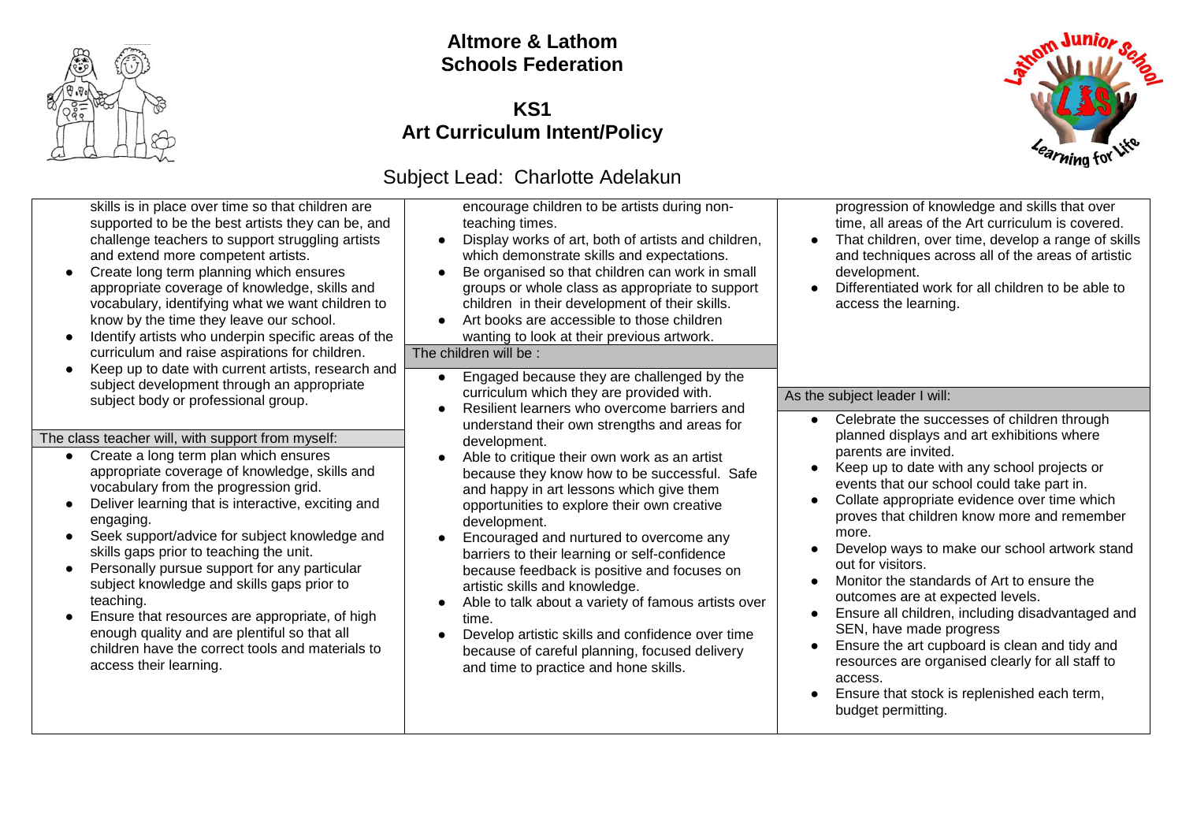# Altmore & Lathom Schools Federation

## KS1
## Art Curriculum Intent/Policy

Subject Lead: Charlotte Adelakun

skills is in place over time so that children are supported to be the best artists they can be, and challenge teachers to support struggling artists and extend more competent artists.

- Create long term planning which ensures appropriate coverage of knowledge, skills and vocabulary, identifying what we want children to know by the time they leave our school.
- Identify artists who underpin specific areas of the curriculum and raise aspirations for children.
- Keep up to date with current artists, research and subject development through an appropriate subject body or professional group.

The class teacher will, with support from myself:

- Create a long term plan which ensures appropriate coverage of knowledge, skills and vocabulary from the progression grid.
- Deliver learning that is interactive, exciting and engaging.
- Seek support/advice for subject knowledge and skills gaps prior to teaching the unit.
- Personally pursue support for any particular subject knowledge and skills gaps prior to teaching.
- Ensure that resources are appropriate, of high enough quality and are plentiful so that all children have the correct tools and materials to access their learning.

encourage children to be artists during non-teaching times.

- Display works of art, both of artists and children, which demonstrate skills and expectations.
- Be organised so that children can work in small groups or whole class as appropriate to support children in their development of their skills.
- Art books are accessible to those children wanting to look at their previous artwork.

The children will be :

- Engaged because they are challenged by the curriculum which they are provided with.
- Resilient learners who overcome barriers and understand their own strengths and areas for development.
- Able to critique their own work as an artist because they know how to be successful. Safe and happy in art lessons which give them opportunities to explore their own creative development.
- Encouraged and nurtured to overcome any barriers to their learning or self-confidence because feedback is positive and focuses on artistic skills and knowledge.
- Able to talk about a variety of famous artists over time.
- Develop artistic skills and confidence over time because of careful planning, focused delivery and time to practice and hone skills.

progression of knowledge and skills that over time, all areas of the Art curriculum is covered.

- That children, over time, develop a range of skills and techniques across all of the areas of artistic development.
- Differentiated work for all children to be able to access the learning.

As the subject leader I will:

- Celebrate the successes of children through planned displays and art exhibitions where parents are invited.
- Keep up to date with any school projects or events that our school could take part in.
- Collate appropriate evidence over time which proves that children know more and remember more.
- Develop ways to make our school artwork stand out for visitors.
- Monitor the standards of Art to ensure the outcomes are at expected levels.
- Ensure all children, including disadvantaged and SEN, have made progress
- Ensure the art cupboard is clean and tidy and resources are organised clearly for all staff to access.
- Ensure that stock is replenished each term, budget permitting.